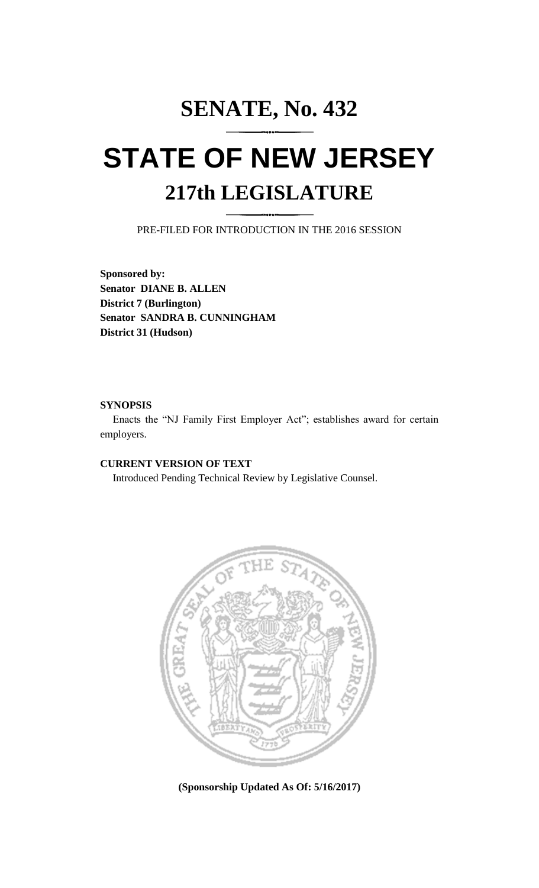# SENATE, No. 432

# STATE OF NEW JERSEY

## 217th LEGISLATURE

PRE-FILED FOR INTRODUCTION IN THE 2016 SESSION

**Sponsored by:**
**Senator DIANE B. ALLEN**
**District 7 (Burlington)**
**Senator SANDRA B. CUNNINGHAM**
**District 31 (Hudson)**

**SYNOPSIS**

Enacts the "NJ Family First Employer Act"; establishes award for certain employers.

**CURRENT VERSION OF TEXT**

Introduced Pending Technical Review by Legislative Counsel.

**(Sponsorship Updated As Of: 5/16/2017)**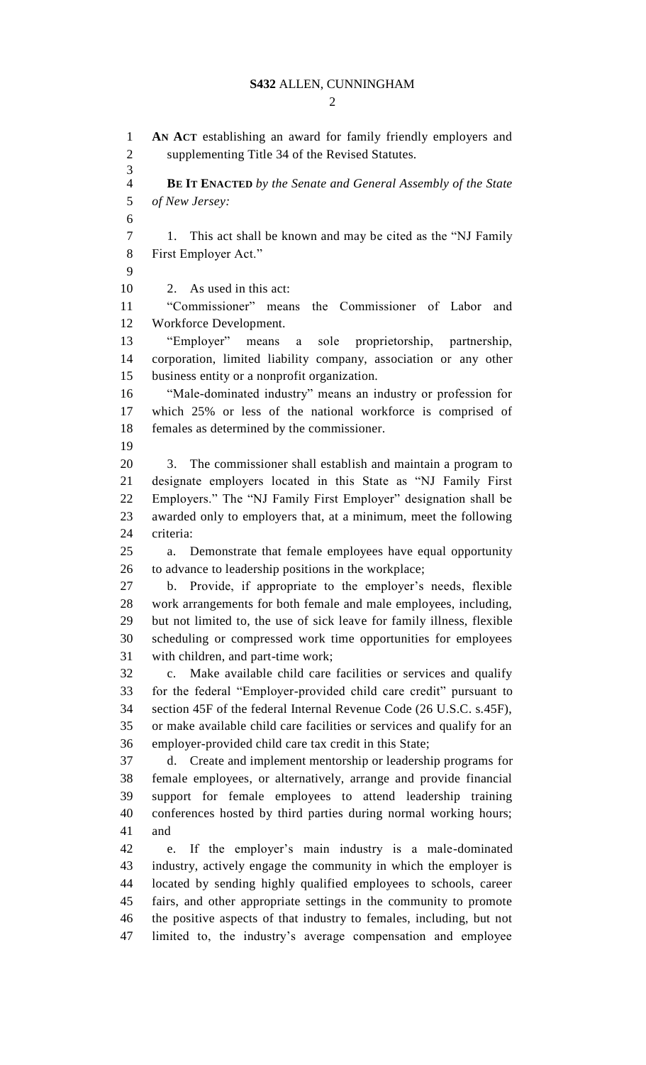**AN ACT** establishing an award for family friendly employers and supplementing Title 34 of the Revised Statutes.

**BE IT ENACTED** *by the Senate and General Assembly of the State of New Jersey:*

1. This act shall be known and may be cited as the "NJ Family First Employer Act."

2. As used in this act:

"Commissioner" means the Commissioner of Labor and Workforce Development.

"Employer" means a sole proprietorship, partnership, corporation, limited liability company, association or any other business entity or a nonprofit organization.

"Male-dominated industry" means an industry or profession for which 25% or less of the national workforce is comprised of females as determined by the commissioner.

3. The commissioner shall establish and maintain a program to designate employers located in this State as "NJ Family First Employers." The "NJ Family First Employer" designation shall be awarded only to employers that, at a minimum, meet the following criteria:

a. Demonstrate that female employees have equal opportunity to advance to leadership positions in the workplace;

b. Provide, if appropriate to the employer's needs, flexible work arrangements for both female and male employees, including, but not limited to, the use of sick leave for family illness, flexible scheduling or compressed work time opportunities for employees with children, and part-time work;

c. Make available child care facilities or services and qualify for the federal "Employer-provided child care credit" pursuant to section 45F of the federal Internal Revenue Code (26 U.S.C. s.45F), or make available child care facilities or services and qualify for an employer-provided child care tax credit in this State;

d. Create and implement mentorship or leadership programs for female employees, or alternatively, arrange and provide financial support for female employees to attend leadership training conferences hosted by third parties during normal working hours; and

e. If the employer's main industry is a male-dominated industry, actively engage the community in which the employer is located by sending highly qualified employees to schools, career fairs, and other appropriate settings in the community to promote the positive aspects of that industry to females, including, but not limited to, the industry's average compensation and employee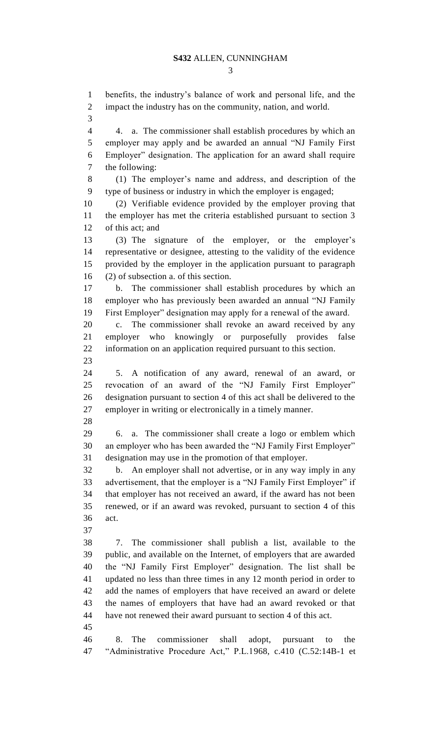benefits, the industry's balance of work and personal life, and the impact the industry has on the community, nation, and world.

4. a. The commissioner shall establish procedures by which an employer may apply and be awarded an annual "NJ Family First Employer" designation. The application for an award shall require the following:

(1) The employer's name and address, and description of the type of business or industry in which the employer is engaged;

(2) Verifiable evidence provided by the employer proving that the employer has met the criteria established pursuant to section 3 of this act; and

(3) The signature of the employer, or the employer's representative or designee, attesting to the validity of the evidence provided by the employer in the application pursuant to paragraph (2) of subsection a. of this section.

b. The commissioner shall establish procedures by which an employer who has previously been awarded an annual "NJ Family First Employer" designation may apply for a renewal of the award.

c. The commissioner shall revoke an award received by any employer who knowingly or purposefully provides false information on an application required pursuant to this section.

5. A notification of any award, renewal of an award, or revocation of an award of the "NJ Family First Employer" designation pursuant to section 4 of this act shall be delivered to the employer in writing or electronically in a timely manner.

6. a. The commissioner shall create a logo or emblem which an employer who has been awarded the "NJ Family First Employer" designation may use in the promotion of that employer.

b. An employer shall not advertise, or in any way imply in any advertisement, that the employer is a "NJ Family First Employer" if that employer has not received an award, if the award has not been renewed, or if an award was revoked, pursuant to section 4 of this act.

7. The commissioner shall publish a list, available to the public, and available on the Internet, of employers that are awarded the "NJ Family First Employer" designation. The list shall be updated no less than three times in any 12 month period in order to add the names of employers that have received an award or delete the names of employers that have had an award revoked or that have not renewed their award pursuant to section 4 of this act.

8. The commissioner shall adopt, pursuant to the "Administrative Procedure Act," P.L.1968, c.410 (C.52:14B-1 et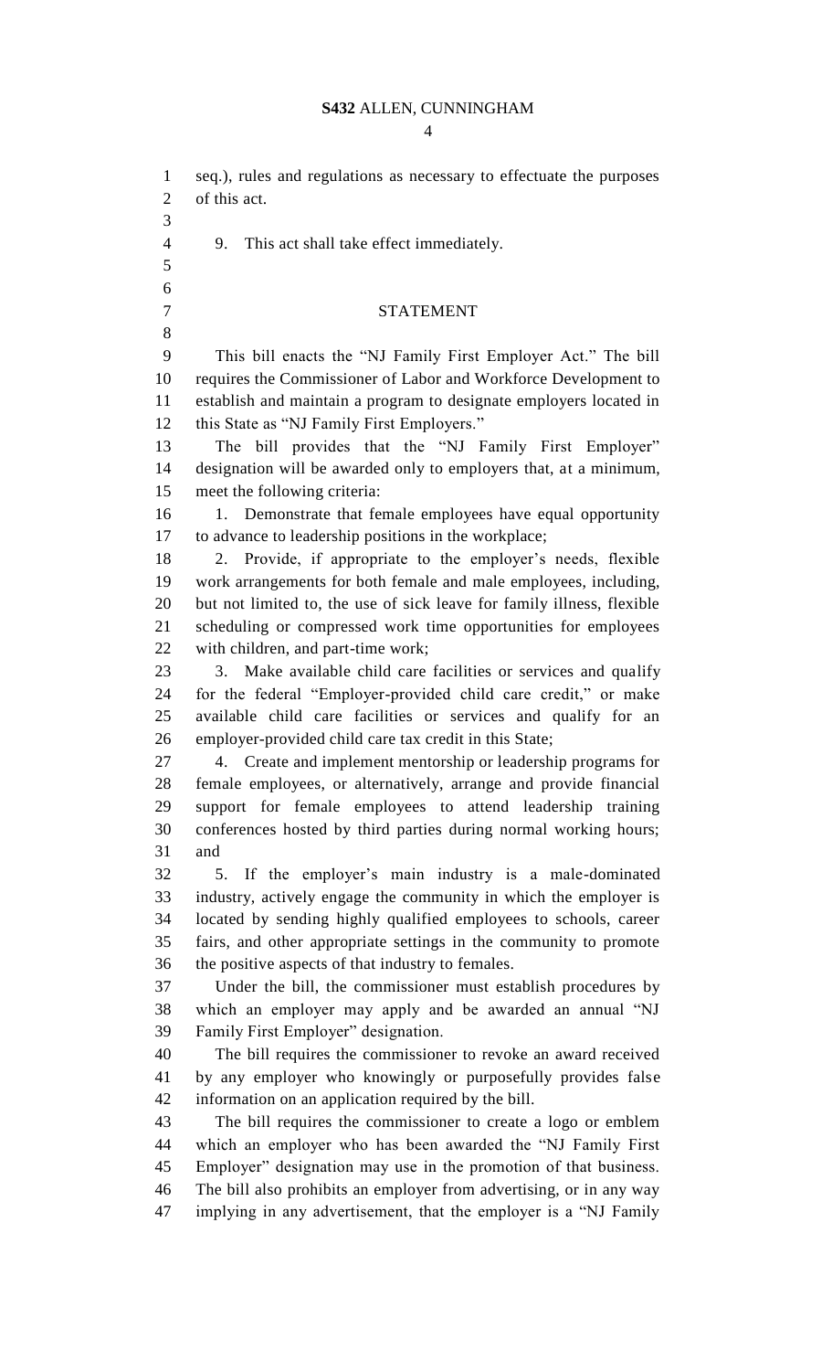seq.), rules and regulations as necessary to effectuate the purposes of this act.

9. This act shall take effect immediately.

## STATEMENT

This bill enacts the "NJ Family First Employer Act." The bill requires the Commissioner of Labor and Workforce Development to establish and maintain a program to designate employers located in this State as "NJ Family First Employers."

The bill provides that the "NJ Family First Employer" designation will be awarded only to employers that, at a minimum, meet the following criteria:

1. Demonstrate that female employees have equal opportunity to advance to leadership positions in the workplace;

2. Provide, if appropriate to the employer's needs, flexible work arrangements for both female and male employees, including, but not limited to, the use of sick leave for family illness, flexible scheduling or compressed work time opportunities for employees with children, and part-time work;

3. Make available child care facilities or services and qualify for the federal "Employer-provided child care credit," or make available child care facilities or services and qualify for an employer-provided child care tax credit in this State;

4. Create and implement mentorship or leadership programs for female employees, or alternatively, arrange and provide financial support for female employees to attend leadership training conferences hosted by third parties during normal working hours; and

5. If the employer's main industry is a male-dominated industry, actively engage the community in which the employer is located by sending highly qualified employees to schools, career fairs, and other appropriate settings in the community to promote the positive aspects of that industry to females.

Under the bill, the commissioner must establish procedures by which an employer may apply and be awarded an annual "NJ Family First Employer" designation.

The bill requires the commissioner to revoke an award received by any employer who knowingly or purposefully provides false information on an application required by the bill.

The bill requires the commissioner to create a logo or emblem which an employer who has been awarded the "NJ Family First Employer" designation may use in the promotion of that business. The bill also prohibits an employer from advertising, or in any way implying in any advertisement, that the employer is a "NJ Family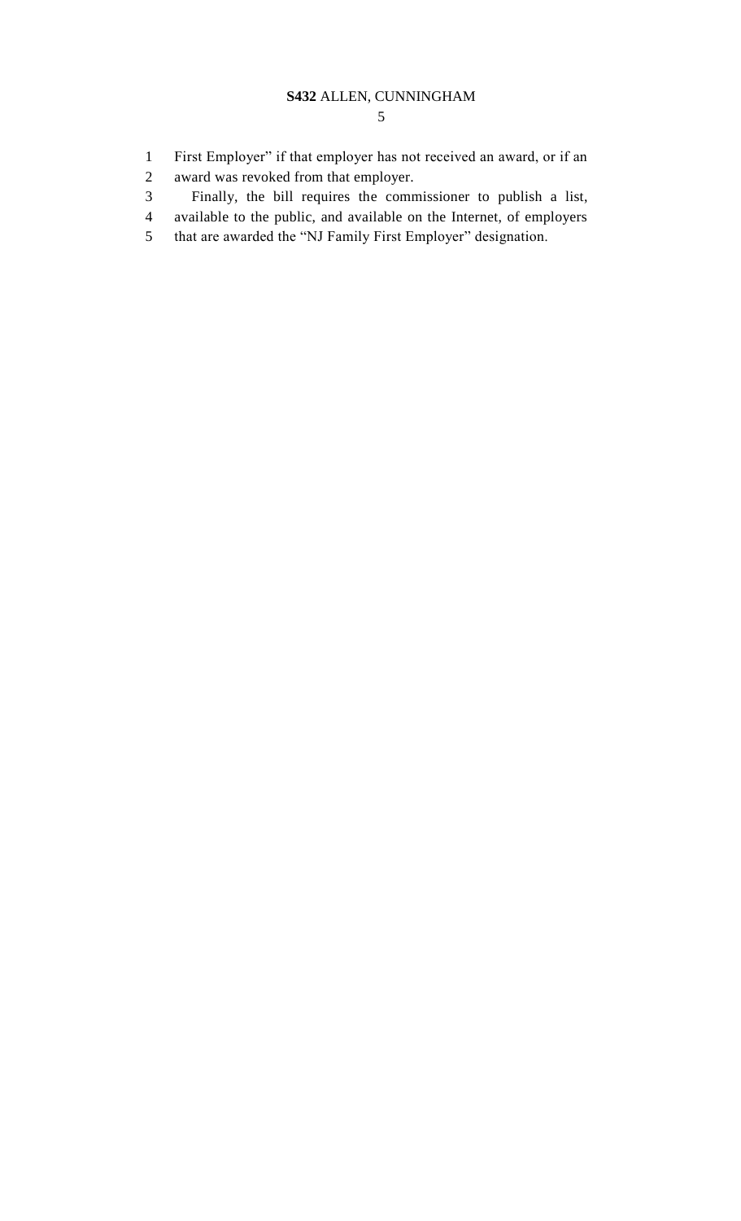First Employer" if that employer has not received an award, or if an award was revoked from that employer.

Finally, the bill requires the commissioner to publish a list, available to the public, and available on the Internet, of employers that are awarded the "NJ Family First Employer" designation.